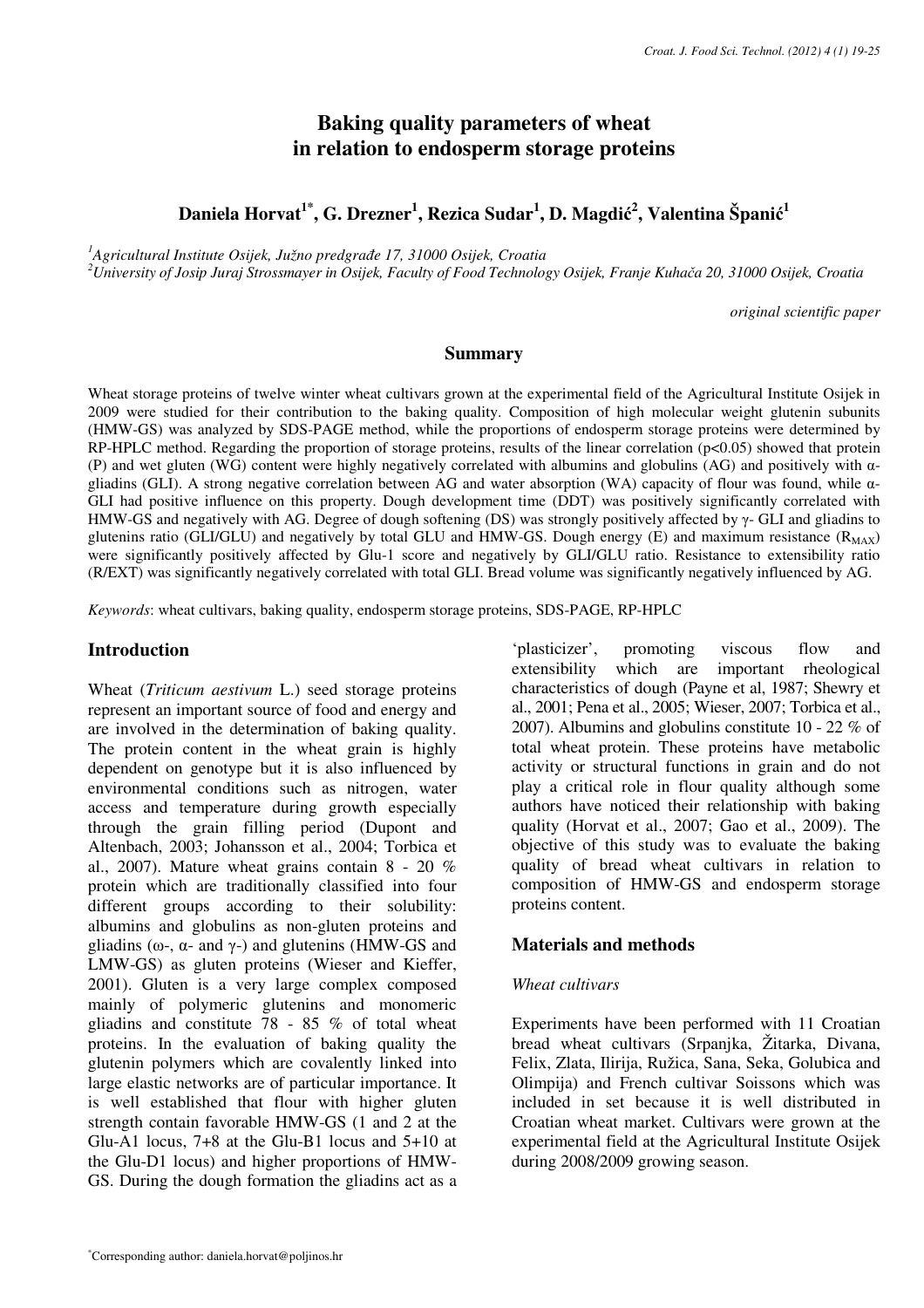# Baking quality parameters of wheat in relation to endosperm storage proteins

**Daniela Horvat[1]*, G. Drezner[1], Rezica Sudar[1], D. Magdić[2], Valentina Španić[1]**

[1] *Agricultural Institute Osijek, Južno predgrađe 17, 31000 Osijek, Croatia*
[2] *University of Josip Juraj Strossmayer in Osijek, Faculty of Food Technology Osijek, Franje Kuhača 20, 31000 Osijek, Croatia*

*original scientific paper*

## Summary

Wheat storage proteins of twelve winter wheat cultivars grown at the experimental field of the Agricultural Institute Osijek in 2009 were studied for their contribution to the baking quality. Composition of high molecular weight glutenin subunits (HMW-GS) was analyzed by SDS-PAGE method, while the proportions of endosperm storage proteins were determined by RP-HPLC method. Regarding the proportion of storage proteins, results of the linear correlation ($p<0.05$) showed that protein (P) and wet gluten (WG) content were highly negatively correlated with albumins and globulins (AG) and positively with α-gliadins (GLI). A strong negative correlation between AG and water absorption (WA) capacity of flour was found, while α-GLI had positive influence on this property. Dough development time (DDT) was positively significantly correlated with HMW-GS and negatively with AG. Degree of dough softening (DS) was strongly positively affected by γ- GLI and gliadins to glutenins ratio (GLI/GLU) and negatively by total GLU and HMW-GS. Dough energy (E) and maximum resistance ($R_{MAX}$) were significantly positively affected by Glu-1 score and negatively by GLI/GLU ratio. Resistance to extensibility ratio (R/EXT) was significantly negatively correlated with total GLI. Bread volume was significantly negatively influenced by AG.

*Keywords*: wheat cultivars, baking quality, endosperm storage proteins, SDS-PAGE, RP-HPLC

## Introduction

Wheat (*Triticum aestivum* L.) seed storage proteins represent an important source of food and energy and are involved in the determination of baking quality. The protein content in the wheat grain is highly dependent on genotype but it is also influenced by environmental conditions such as nitrogen, water access and temperature during growth especially through the grain filling period (Dupont and Altenbach, 2003; Johansson et al., 2004; Torbica et al., 2007). Mature wheat grains contain 8 - 20 % protein which are traditionally classified into four different groups according to their solubility: albumins and globulins as non-gluten proteins and gliadins (ω-, α- and γ-) and glutenins (HMW-GS and LMW-GS) as gluten proteins (Wieser and Kieffer, 2001). Gluten is a very large complex composed mainly of polymeric glutenins and monomeric gliadins and constitute 78 - 85 % of total wheat proteins. In the evaluation of baking quality the glutenin polymers which are covalently linked into large elastic networks are of particular importance. It is well established that flour with higher gluten strength contain favorable HMW-GS (1 and 2 at the Glu-A1 locus, 7+8 at the Glu-B1 locus and 5+10 at the Glu-D1 locus) and higher proportions of HMW-GS. During the dough formation the gliadins act as a 'plasticizer', promoting viscous flow and extensibility which are important rheological characteristics of dough (Payne et al, 1987; Shewry et al., 2001; Pena et al., 2005; Wieser, 2007; Torbica et al., 2007). Albumins and globulins constitute 10 - 22 % of total wheat protein. These proteins have metabolic activity or structural functions in grain and do not play a critical role in flour quality although some authors have noticed their relationship with baking quality (Horvat et al., 2007; Gao et al., 2009). The objective of this study was to evaluate the baking quality of bread wheat cultivars in relation to composition of HMW-GS and endosperm storage proteins content.

## Materials and methods

### *Wheat cultivars*

Experiments have been performed with 11 Croatian bread wheat cultivars (Srpanjka, Žitarka, Divana, Felix, Zlata, Ilirija, Ružica, Sana, Seka, Golubica and Olimpija) and French cultivar Soissons which was included in set because it is well distributed in Croatian wheat market. Cultivars were grown at the experimental field at the Agricultural Institute Osijek during 2008/2009 growing season.

*Corresponding author: daniela.horvat@poljinos.hr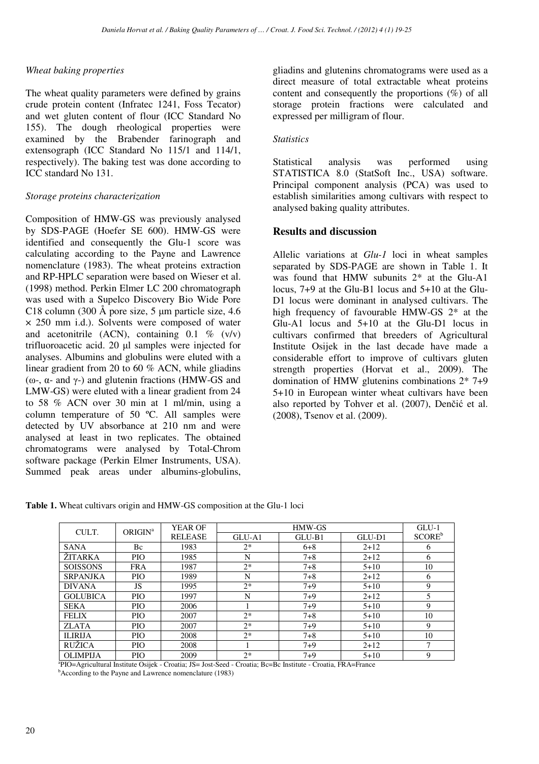### Wheat baking properties

The wheat quality parameters were defined by grains crude protein content (Infratec 1241, Foss Tecator) and wet gluten content of flour (ICC Standard No 155). The dough rheological properties were examined by the Brabender farinograph and extensograph (ICC Standard No 115/1 and 114/1, respectively). The baking test was done according to ICC standard No 131.

### Storage proteins characterization

Composition of HMW-GS was previously analysed by SDS-PAGE (Hoefer SE 600). HMW-GS were identified and consequently the Glu-1 score was calculating according to the Payne and Lawrence nomenclature (1983). The wheat proteins extraction and RP-HPLC separation were based on Wieser et al. (1998) method. Perkin Elmer LC 200 chromatograph was used with a Supelco Discovery Bio Wide Pore C18 column (300 Å pore size, 5 µm particle size, 4.6 × 250 mm i.d.). Solvents were composed of water and acetonitrile (ACN), containing 0.1 % (v/v) trifluoroacetic acid. 20 µl samples were injected for analyses. Albumins and globulins were eluted with a linear gradient from 20 to 60 % ACN, while gliadins (ω-, α- and γ-) and glutenin fractions (HMW-GS and LMW-GS) were eluted with a linear gradient from 24 to 58 % ACN over 30 min at 1 ml/min, using a column temperature of 50 ºC. All samples were detected by UV absorbance at 210 nm and were analysed at least in two replicates. The obtained chromatograms were analysed by Total-Chrom software package (Perkin Elmer Instruments, USA). Summed peak areas under albumins-globulins, gliadins and glutenins chromatograms were used as a direct measure of total extractable wheat proteins content and consequently the proportions (%) of all storage protein fractions were calculated and expressed per milligram of flour.

### Statistics

Statistical analysis was performed using STATISTICA 8.0 (StatSoft Inc., USA) software. Principal component analysis (PCA) was used to establish similarities among cultivars with respect to analysed baking quality attributes.

## Results and discussion

Allelic variations at *Glu-1* loci in wheat samples separated by SDS-PAGE are shown in Table 1. It was found that HMW subunits 2* at the Glu-A1 locus, 7+9 at the Glu-B1 locus and 5+10 at the Glu-D1 locus were dominant in analysed cultivars. The high frequency of favourable HMW-GS 2* at the Glu-A1 locus and 5+10 at the Glu-D1 locus in cultivars confirmed that breeders of Agricultural Institute Osijek in the last decade have made a considerable effort to improve of cultivars gluten strength properties (Horvat et al., 2009). The domination of HMW glutenins combinations 2* 7+9 5+10 in European winter wheat cultivars have been also reported by Tohver et al. (2007), Denčić et al. (2008), Tsenov et al. (2009).

**Table 1.** Wheat cultivars origin and HMW-GS composition at the Glu-1 loci

| CULT. | ORIGIN[a] | YEAR OF RELEASE | HMW-GS | | | GLU-1 SCORE[b] |
|---|---|---|---|---|---|---|
| | | | GLU-A1 | GLU-B1 | GLU-D1 | |
| SANA | Bc | 1983 | 2* | 6+8 | 2+12 | 6 |
| ŽITARKA | PIO | 1985 | N | 7+8 | 2+12 | 6 |
| SOISSONS | FRA | 1987 | 2* | 7+8 | 5+10 | 10 |
| SRPANJKA | PIO | 1989 | N | 7+8 | 2+12 | 6 |
| DIVANA | JS | 1995 | 2* | 7+9 | 5+10 | 9 |
| GOLUBICA | PIO | 1997 | N | 7+9 | 2+12 | 5 |
| SEKA | PIO | 2006 | 1 | 7+9 | 5+10 | 9 |
| FELIX | PIO | 2007 | 2* | 7+8 | 5+10 | 10 |
| ZLATA | PIO | 2007 | 2* | 7+9 | 5+10 | 9 |
| ILIRIJA | PIO | 2008 | 2* | 7+8 | 5+10 | 10 |
| RUŽICA | PIO | 2008 | 1 | 7+9 | 2+12 | 7 |
| OLIMPIJA | PIO | 2009 | 2* | 7+9 | 5+10 | 9 |

[a]PIO=Agricultural Institute Osijek - Croatia; JS= Jost-Seed - Croatia; Bc=Bc Institute - Croatia, FRA=France

[b]According to the Payne and Lawrence nomenclature (1983)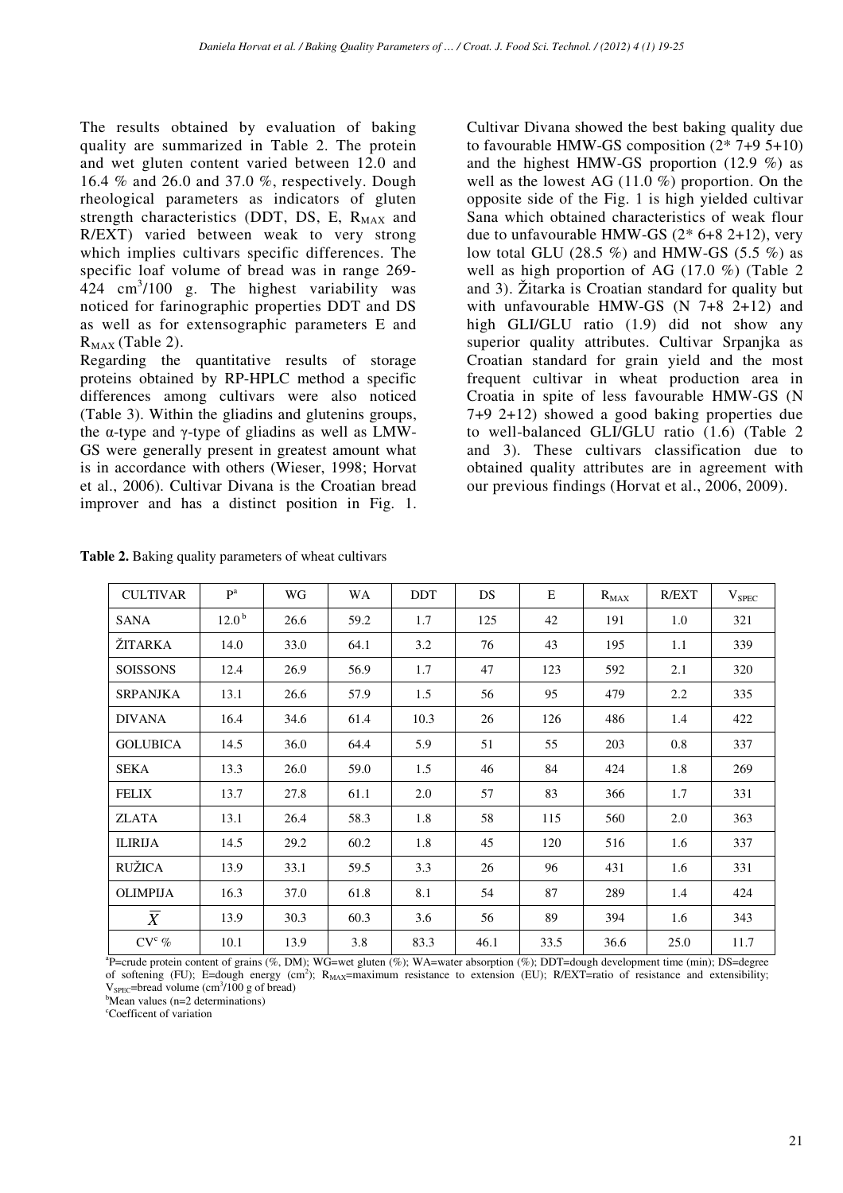The results obtained by evaluation of baking quality are summarized in Table 2. The protein and wet gluten content varied between 12.0 and 16.4 % and 26.0 and 37.0 %, respectively. Dough rheological parameters as indicators of gluten strength characteristics (DDT, DS, E, $R_{MAX}$ and R/EXT) varied between weak to very strong which implies cultivars specific differences. The specific loaf volume of bread was in range 269-424 $cm^3$/100 g. The highest variability was noticed for farinographic properties DDT and DS as well as for extensographic parameters E and $R_{MAX}$ (Table 2).

Regarding the quantitative results of storage proteins obtained by RP-HPLC method a specific differences among cultivars were also noticed (Table 3). Within the gliadins and glutenins groups, the α-type and γ-type of gliadins as well as LMW-GS were generally present in greatest amount what is in accordance with others (Wieser, 1998; Horvat et al., 2006). Cultivar Divana is the Croatian bread improver and has a distinct position in Fig. 1. Cultivar Divana showed the best baking quality due to favourable HMW-GS composition (2* 7+9 5+10) and the highest HMW-GS proportion (12.9 %) as well as the lowest AG (11.0 %) proportion. On the opposite side of the Fig. 1 is high yielded cultivar Sana which obtained characteristics of weak flour due to unfavourable HMW-GS (2* 6+8 2+12), very low total GLU (28.5 %) and HMW-GS (5.5 %) as well as high proportion of AG (17.0 %) (Table 2 and 3). Žitarka is Croatian standard for quality but with unfavourable HMW-GS (N 7+8 2+12) and high GLI/GLU ratio (1.9) did not show any superior quality attributes. Cultivar Srpanjka as Croatian standard for grain yield and the most frequent cultivar in wheat production area in Croatia in spite of less favourable HMW-GS (N 7+9 2+12) showed a good baking properties due to well-balanced GLI/GLU ratio (1.6) (Table 2 and 3). These cultivars classification due to obtained quality attributes are in agreement with our previous findings (Horvat et al., 2006, 2009).

**Table 2.** Baking quality parameters of wheat cultivars

| CULTIVAR | P[a] | WG | WA | DDT | DS | E | $R_{MAX}$ | R/EXT | $V_{SPEC}$ |
|---|---|---|---|---|---|---|---|---|---|
| SANA | 12.0[b] | 26.6 | 59.2 | 1.7 | 125 | 42 | 191 | 1.0 | 321 |
| ŽITARKA | 14.0 | 33.0 | 64.1 | 3.2 | 76 | 43 | 195 | 1.1 | 339 |
| SOISSONS | 12.4 | 26.9 | 56.9 | 1.7 | 47 | 123 | 592 | 2.1 | 320 |
| SRPANJKA | 13.1 | 26.6 | 57.9 | 1.5 | 56 | 95 | 479 | 2.2 | 335 |
| DIVANA | 16.4 | 34.6 | 61.4 | 10.3 | 26 | 126 | 486 | 1.4 | 422 |
| GOLUBICA | 14.5 | 36.0 | 64.4 | 5.9 | 51 | 55 | 203 | 0.8 | 337 |
| SEKA | 13.3 | 26.0 | 59.0 | 1.5 | 46 | 84 | 424 | 1.8 | 269 |
| FELIX | 13.7 | 27.8 | 61.1 | 2.0 | 57 | 83 | 366 | 1.7 | 331 |
| ZLATA | 13.1 | 26.4 | 58.3 | 1.8 | 58 | 115 | 560 | 2.0 | 363 |
| ILIRIJA | 14.5 | 29.2 | 60.2 | 1.8 | 45 | 120 | 516 | 1.6 | 337 |
| RUŽICA | 13.9 | 33.1 | 59.5 | 3.3 | 26 | 96 | 431 | 1.6 | 331 |
| OLIMPIJA | 16.3 | 37.0 | 61.8 | 8.1 | 54 | 87 | 289 | 1.4 | 424 |
| $\overline{X}$ | 13.9 | 30.3 | 60.3 | 3.6 | 56 | 89 | 394 | 1.6 | 343 |
| CV[c] % | 10.1 | 13.9 | 3.8 | 83.3 | 46.1 | 33.5 | 36.6 | 25.0 | 11.7 |

[a]P=crude protein content of grains (%, DM); WG=wet gluten (%); WA=water absorption (%); DDT=dough development time (min); DS=degree of softening (FU); E=dough energy ($cm^2$); $R_{MAX}$=maximum resistance to extension (EU); R/EXT=ratio of resistance and extensibility; $V_{SPEC}$=bread volume ($cm^3$/100 g of bread)

[b]Mean values (n=2 determinations)

[c]Coefficent of variation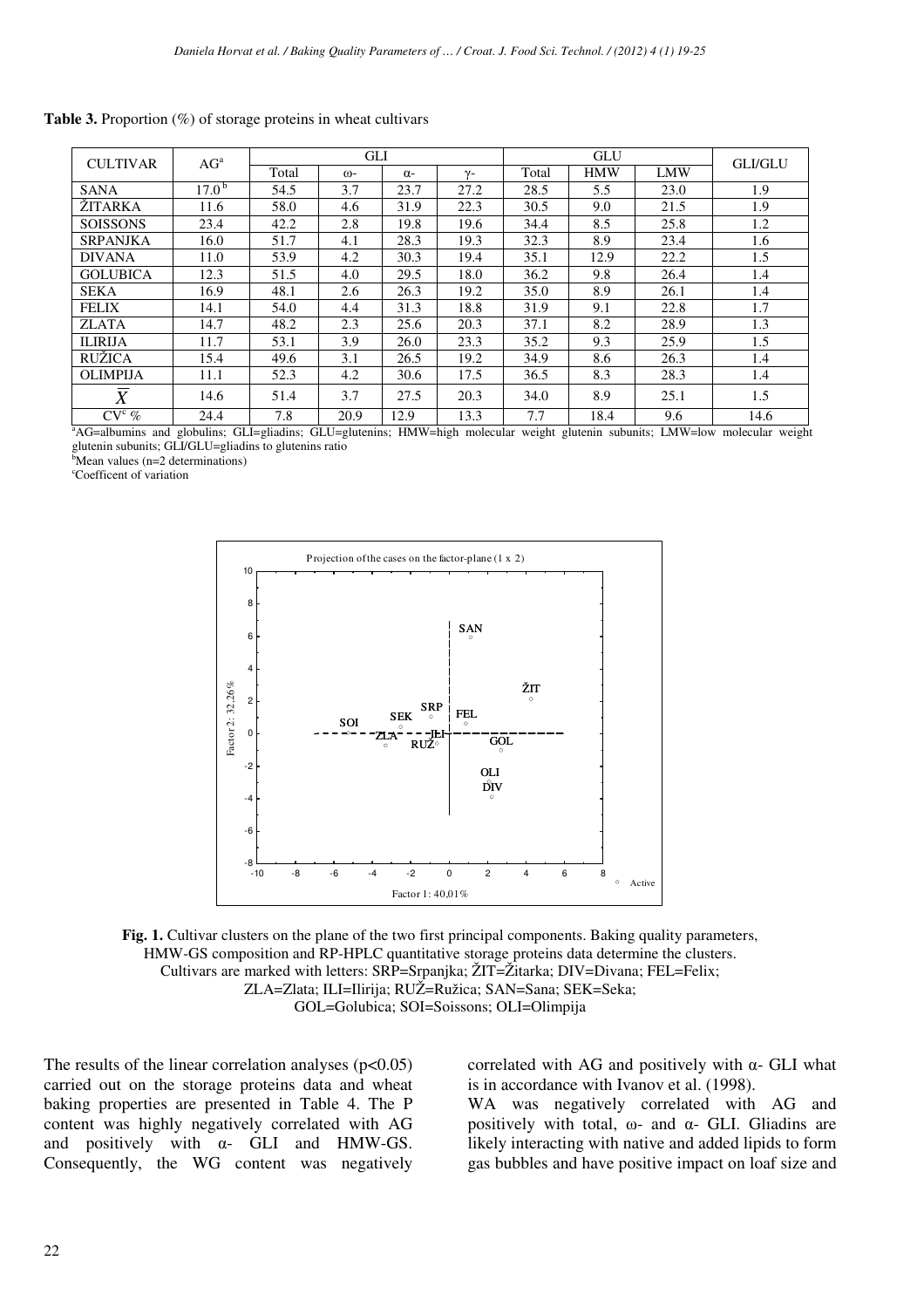**Table 3.** Proportion (%) of storage proteins in wheat cultivars

| CULTIVAR | AG[a] | GLI | | | | GLU | | | GLI/GLU |
|---|---|---|---|---|---|---|---|---|---|
| | | Total | ω- | α- | γ- | Total | HMW | LMW | |
| SANA | 17.0[b] | 54.5 | 3.7 | 23.7 | 27.2 | 28.5 | 5.5 | 23.0 | 1.9 |
| ŽITARKA | 11.6 | 58.0 | 4.6 | 31.9 | 22.3 | 30.5 | 9.0 | 21.5 | 1.9 |
| SOISSONS | 23.4 | 42.2 | 2.8 | 19.8 | 19.6 | 34.4 | 8.5 | 25.8 | 1.2 |
| SRPANJKA | 16.0 | 51.7 | 4.1 | 28.3 | 19.3 | 32.3 | 8.9 | 23.4 | 1.6 |
| DIVANA | 11.0 | 53.9 | 4.2 | 30.3 | 19.4 | 35.1 | 12.9 | 22.2 | 1.5 |
| GOLUBICA | 12.3 | 51.5 | 4.0 | 29.5 | 18.0 | 36.2 | 9.8 | 26.4 | 1.4 |
| SEKA | 16.9 | 48.1 | 2.6 | 26.3 | 19.2 | 35.0 | 8.9 | 26.1 | 1.4 |
| FELIX | 14.1 | 54.0 | 4.4 | 31.3 | 18.8 | 31.9 | 9.1 | 22.8 | 1.7 |
| ZLATA | 14.7 | 48.2 | 2.3 | 25.6 | 20.3 | 37.1 | 8.2 | 28.9 | 1.3 |
| ILIRIJA | 11.7 | 53.1 | 3.9 | 26.0 | 23.3 | 35.2 | 9.3 | 25.9 | 1.5 |
| RUŽICA | 15.4 | 49.6 | 3.1 | 26.5 | 19.2 | 34.9 | 8.6 | 26.3 | 1.4 |
| OLIMPIJA | 11.1 | 52.3 | 4.2 | 30.6 | 17.5 | 36.5 | 8.3 | 28.3 | 1.4 |
| $\bar{X}$ | 14.6 | 51.4 | 3.7 | 27.5 | 20.3 | 34.0 | 8.9 | 25.1 | 1.5 |
| CV[c] % | 24.4 | 7.8 | 20.9 | 12.9 | 13.3 | 7.7 | 18.4 | 9.6 | 14.6 |

[a]AG=albumins and globulins; GLI=gliadins; GLU=glutenins; HMW=high molecular weight glutenin subunits; LMW=low molecular weight glutenin subunits; GLI/GLU=gliadins to glutenins ratio
[b]Mean values (n=2 determinations)
[c]Coefficent of variation

**Fig. 1.** Cultivar clusters on the plane of the two first principal components. Baking quality parameters, HMW-GS composition and RP-HPLC quantitative storage proteins data determine the clusters. Cultivars are marked with letters: SRP=Srpanjka; ŽIT=Žitarka; DIV=Divana; FEL=Felix; ZLA=Zlata; ILI=Ilirija; RUŽ=Ružica; SAN=Sana; SEK=Seka; GOL=Golubica; SOI=Soissons; OLI=Olimpija

The results of the linear correlation analyses ($p<0.05$) carried out on the storage proteins data and wheat baking properties are presented in Table 4. The P content was highly negatively correlated with AG and positively with α- GLI and HMW-GS. Consequently, the WG content was negatively correlated with AG and positively with α- GLI what is in accordance with Ivanov et al. (1998).

WA was negatively correlated with AG and positively with total, ω- and α- GLI. Gliadins are likely interacting with native and added lipids to form gas bubbles and have positive impact on loaf size and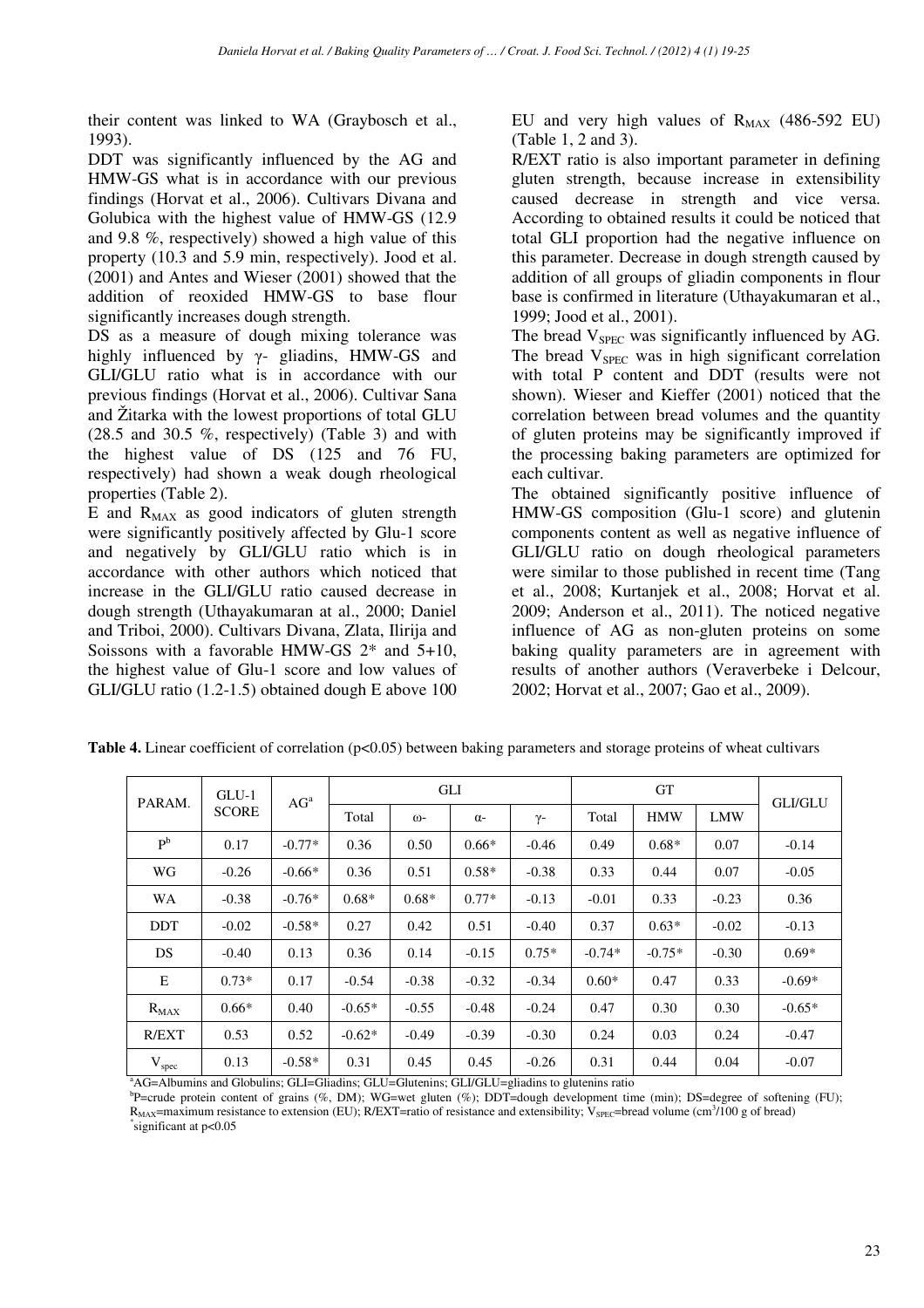their content was linked to WA (Graybosch et al., 1993).

DDT was significantly influenced by the AG and HMW-GS what is in accordance with our previous findings (Horvat et al., 2006). Cultivars Divana and Golubica with the highest value of HMW-GS (12.9 and 9.8 %, respectively) showed a high value of this property (10.3 and 5.9 min, respectively). Jood et al. (2001) and Antes and Wieser (2001) showed that the addition of reoxided HMW-GS to base flour significantly increases dough strength.

DS as a measure of dough mixing tolerance was highly influenced by γ- gliadins, HMW-GS and GLI/GLU ratio what is in accordance with our previous findings (Horvat et al., 2006). Cultivar Sana and Žitarka with the lowest proportions of total GLU (28.5 and 30.5 %, respectively) (Table 3) and with the highest value of DS (125 and 76 FU, respectively) had shown a weak dough rheological properties (Table 2).

E and $R_{MAX}$ as good indicators of gluten strength were significantly positively affected by Glu-1 score and negatively by GLI/GLU ratio which is in accordance with other authors which noticed that increase in the GLI/GLU ratio caused decrease in dough strength (Uthayakumaran at al., 2000; Daniel and Triboi, 2000). Cultivars Divana, Zlata, Ilirija and Soissons with a favorable HMW-GS 2* and 5+10, the highest value of Glu-1 score and low values of GLI/GLU ratio (1.2-1.5) obtained dough E above 100 EU and very high values of $R_{MAX}$ (486-592 EU) (Table 1, 2 and 3).

R/EXT ratio is also important parameter in defining gluten strength, because increase in extensibility caused decrease in strength and vice versa. According to obtained results it could be noticed that total GLI proportion had the negative influence on this parameter. Decrease in dough strength caused by addition of all groups of gliadin components in flour base is confirmed in literature (Uthayakumaran et al., 1999; Jood et al., 2001).

The bread $V_{SPEC}$ was significantly influenced by AG. The bread $V_{SPEC}$ was in high significant correlation with total P content and DDT (results were not shown). Wieser and Kieffer (2001) noticed that the correlation between bread volumes and the quantity of gluten proteins may be significantly improved if the processing baking parameters are optimized for each cultivar.

The obtained significantly positive influence of HMW-GS composition (Glu-1 score) and glutenin components content as well as negative influence of GLI/GLU ratio on dough rheological parameters were similar to those published in recent time (Tang et al., 2008; Kurtanjek et al., 2008; Horvat et al. 2009; Anderson et al., 2011). The noticed negative influence of AG as non-gluten proteins on some baking quality parameters are in agreement with results of another authors (Veraverbeke i Delcour, 2002; Horvat et al., 2007; Gao et al., 2009).

**Table 4.** Linear coefficient of correlation ($p<0.05$) between baking parameters and storage proteins of wheat cultivars

| PARAM. | GLU-1 SCORE | AG[a] | GLI | | | | GT | | | GLI/GLU |
|---|---|---|---|---|---|---|---|---|---|---|
| | | | Total | ω- | α- | γ- | Total | HMW | LMW | |
| P[b] | 0.17 | -0.77* | 0.36 | 0.50 | 0.66* | -0.46 | 0.49 | 0.68* | 0.07 | -0.14 |
| WG | -0.26 | -0.66* | 0.36 | 0.51 | 0.58* | -0.38 | 0.33 | 0.44 | 0.07 | -0.05 |
| WA | -0.38 | -0.76* | 0.68* | 0.68* | 0.77* | -0.13 | -0.01 | 0.33 | -0.23 | 0.36 |
| DDT | -0.02 | -0.58* | 0.27 | 0.42 | 0.51 | -0.40 | 0.37 | 0.63* | -0.02 | -0.13 |
| DS | -0.40 | 0.13 | 0.36 | 0.14 | -0.15 | 0.75* | -0.74* | -0.75* | -0.30 | 0.69* |
| E | 0.73* | 0.17 | -0.54 | -0.38 | -0.32 | -0.34 | 0.60* | 0.47 | 0.33 | -0.69* |
| $R_{MAX}$ | 0.66* | 0.40 | -0.65* | -0.55 | -0.48 | -0.24 | 0.47 | 0.30 | 0.30 | -0.65* |
| R/EXT | 0.53 | 0.52 | -0.62* | -0.49 | -0.39 | -0.30 | 0.24 | 0.03 | 0.24 | -0.47 |
| $V_{spec}$ | 0.13 | -0.58* | 0.31 | 0.45 | 0.45 | -0.26 | 0.31 | 0.44 | 0.04 | -0.07 |

[a]AG=Albumins and Globulins; GLI=Gliadins; GLU=Glutenins; GLI/GLU=gliadins to glutenins ratio

[b]P=crude protein content of grains (%, DM); WG=wet gluten (%); DDT=dough development time (min); DS=degree of softening (FU); $R_{MAX}$=maximum resistance to extension (EU); R/EXT=ratio of resistance and extensibility; $V_{SPEC}$=bread volume ($cm^3$/100 g of bread)

*significant at $p<0.05$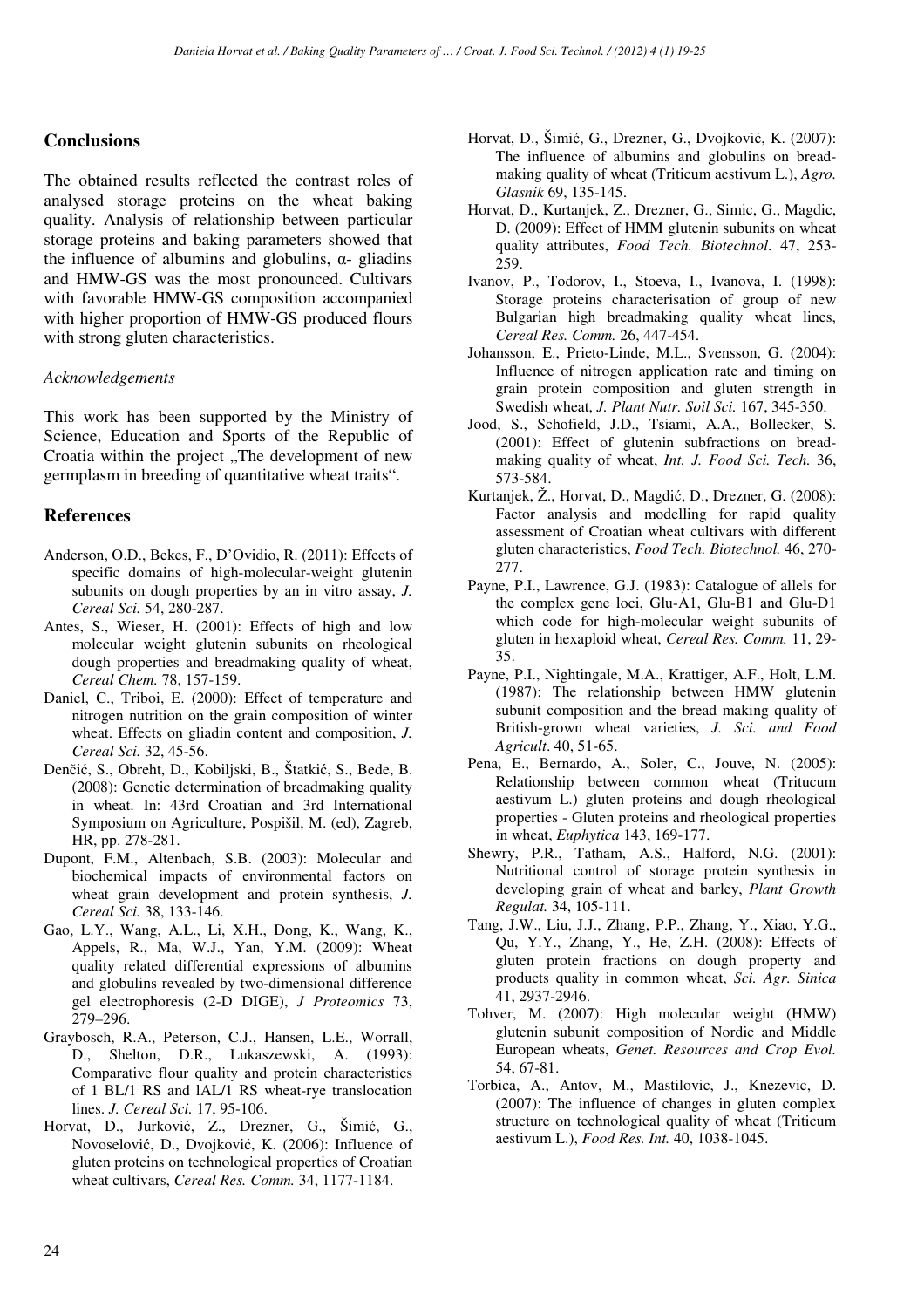## Conclusions

The obtained results reflected the contrast roles of analysed storage proteins on the wheat baking quality. Analysis of relationship between particular storage proteins and baking parameters showed that the influence of albumins and globulins, α- gliadins and HMW-GS was the most pronounced. Cultivars with favorable HMW-GS composition accompanied with higher proportion of HMW-GS produced flours with strong gluten characteristics.

### *Acknowledgements*

This work has been supported by the Ministry of Science, Education and Sports of the Republic of Croatia within the project „The development of new germplasm in breeding of quantitative wheat traits".

## References

- Anderson, O.D., Bekes, F., D'Ovidio, R. (2011): Effects of specific domains of high-molecular-weight glutenin subunits on dough properties by an in vitro assay, *J. Cereal Sci.* 54, 280-287.
- Antes, S., Wieser, H. (2001): Effects of high and low molecular weight glutenin subunits on rheological dough properties and breadmaking quality of wheat, *Cereal Chem.* 78, 157-159.
- Daniel, C., Triboi, E. (2000): Effect of temperature and nitrogen nutrition on the grain composition of winter wheat. Effects on gliadin content and composition, *J. Cereal Sci.* 32, 45-56.
- Denčić, S., Obreht, D., Kobiljski, B., Štatkić, S., Bede, B. (2008): Genetic determination of breadmaking quality in wheat. In: 43rd Croatian and 3rd International Symposium on Agriculture, Pospišil, M. (ed), Zagreb, HR, pp. 278-281.
- Dupont, F.M., Altenbach, S.B. (2003): Molecular and biochemical impacts of environmental factors on wheat grain development and protein synthesis, *J. Cereal Sci.* 38, 133-146.
- Gao, L.Y., Wang, A.L., Li, X.H., Dong, K., Wang, K., Appels, R., Ma, W.J., Yan, Y.M. (2009): Wheat quality related differential expressions of albumins and globulins revealed by two-dimensional difference gel electrophoresis (2-D DIGE), *J Proteomics* 73, 279–296.
- Graybosch, R.A., Peterson, C.J., Hansen, L.E., Worrall, D., Shelton, D.R., Lukaszewski, A. (1993): Comparative flour quality and protein characteristics of 1 BL/1 RS and lAL/1 RS wheat-rye translocation lines. *J. Cereal Sci.* 17, 95-106.
- Horvat, D., Jurković, Z., Drezner, G., Šimić, G., Novoselović, D., Dvojković, K. (2006): Influence of gluten proteins on technological properties of Croatian wheat cultivars, *Cereal Res. Comm.* 34, 1177-1184.
- Horvat, D., Šimić, G., Drezner, G., Dvojković, K. (2007): The influence of albumins and globulins on bread-making quality of wheat (Triticum aestivum L.), *Agro. Glasnik* 69, 135-145.
- Horvat, D., Kurtanjek, Z., Drezner, G., Simic, G., Magdic, D. (2009): Effect of HMM glutenin subunits on wheat quality attributes, *Food Tech. Biotechnol*. 47, 253-259.
- Ivanov, P., Todorov, I., Stoeva, I., Ivanova, I. (1998): Storage proteins characterisation of group of new Bulgarian high breadmaking quality wheat lines, *Cereal Res. Comm.* 26, 447-454.
- Johansson, E., Prieto-Linde, M.L., Svensson, G. (2004): Influence of nitrogen application rate and timing on grain protein composition and gluten strength in Swedish wheat, *J. Plant Nutr. Soil Sci.* 167, 345-350.
- Jood, S., Schofield, J.D., Tsiami, A.A., Bollecker, S. (2001): Effect of glutenin subfractions on bread-making quality of wheat, *Int. J. Food Sci. Tech.* 36, 573-584.
- Kurtanjek, Ž., Horvat, D., Magdić, D., Drezner, G. (2008): Factor analysis and modelling for rapid quality assessment of Croatian wheat cultivars with different gluten characteristics, *Food Tech. Biotechnol.* 46, 270-277.
- Payne, P.I., Lawrence, G.J. (1983): Catalogue of alleles for the complex gene loci, Glu-A1, Glu-B1 and Glu-D1 which code for high-molecular weight subunits of gluten in hexaploid wheat, *Cereal Res. Comm.* 11, 29-35.
- Payne, P.I., Nightingale, M.A., Krattiger, A.F., Holt, L.M. (1987): The relationship between HMW glutenin subunit composition and the bread making quality of British-grown wheat varieties, *J. Sci. and Food Agricult*. 40, 51-65.
- Pena, E., Bernardo, A., Soler, C., Jouve, N. (2005): Relationship between common wheat (Tritucum aestivum L.) gluten proteins and dough rheological properties - Gluten proteins and rheological properties in wheat, *Euphytica* 143, 169-177.
- Shewry, P.R., Tatham, A.S., Halford, N.G. (2001): Nutritional control of storage protein synthesis in developing grain of wheat and barley, *Plant Growth Regulat.* 34, 105-111.
- Tang, J.W., Liu, J.J., Zhang, P.P., Zhang, Y., Xiao, Y.G., Qu, Y.Y., Zhang, Y., He, Z.H. (2008): Effects of gluten protein fractions on dough property and products quality in common wheat, *Sci. Agr. Sinica* 41, 2937-2946.
- Tohver, M. (2007): High molecular weight (HMW) glutenin subunit composition of Nordic and Middle European wheats, *Genet. Resources and Crop Evol.* 54, 67-81.
- Torbica, A., Antov, M., Mastilovic, J., Knezevic, D. (2007): The influence of changes in gluten complex structure on technological quality of wheat (Triticum aestivum L.), *Food Res. Int.* 40, 1038-1045.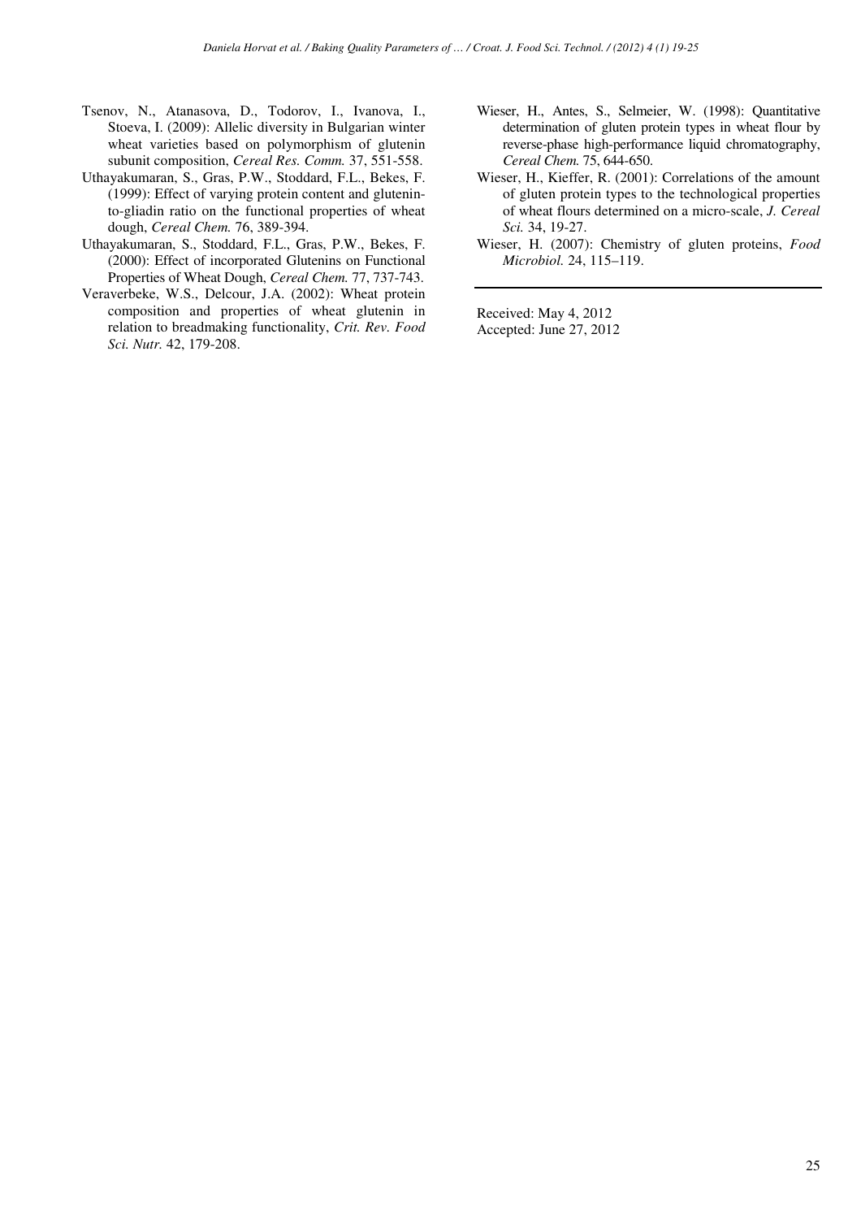Tsenov, N., Atanasova, D., Todorov, I., Ivanova, I., Stoeva, I. (2009): Allelic diversity in Bulgarian winter wheat varieties based on polymorphism of glutenin subunit composition, *Cereal Res. Comm.* 37, 551-558.

Uthayakumaran, S., Gras, P.W., Stoddard, F.L., Bekes, F. (1999): Effect of varying protein content and glutenin-to-gliadin ratio on the functional properties of wheat dough, *Cereal Chem.* 76, 389-394.

Uthayakumaran, S., Stoddard, F.L., Gras, P.W., Bekes, F. (2000): Effect of incorporated Glutenins on Functional Properties of Wheat Dough, *Cereal Chem.* 77, 737-743.

Veraverbeke, W.S., Delcour, J.A. (2002): Wheat protein composition and properties of wheat glutenin in relation to breadmaking functionality, *Crit. Rev. Food Sci. Nutr.* 42, 179-208.

Wieser, H., Antes, S., Selmeier, W. (1998): Quantitative determination of gluten protein types in wheat flour by reverse-phase high-performance liquid chromatography, *Cereal Chem.* 75, 644-650.

Wieser, H., Kieffer, R. (2001): Correlations of the amount of gluten protein types to the technological properties of wheat flours determined on a micro-scale, *J. Cereal Sci.* 34, 19-27.

Wieser, H. (2007): Chemistry of gluten proteins, *Food Microbiol.* 24, 115–119.

---

Received: May 4, 2012
Accepted: June 27, 2012